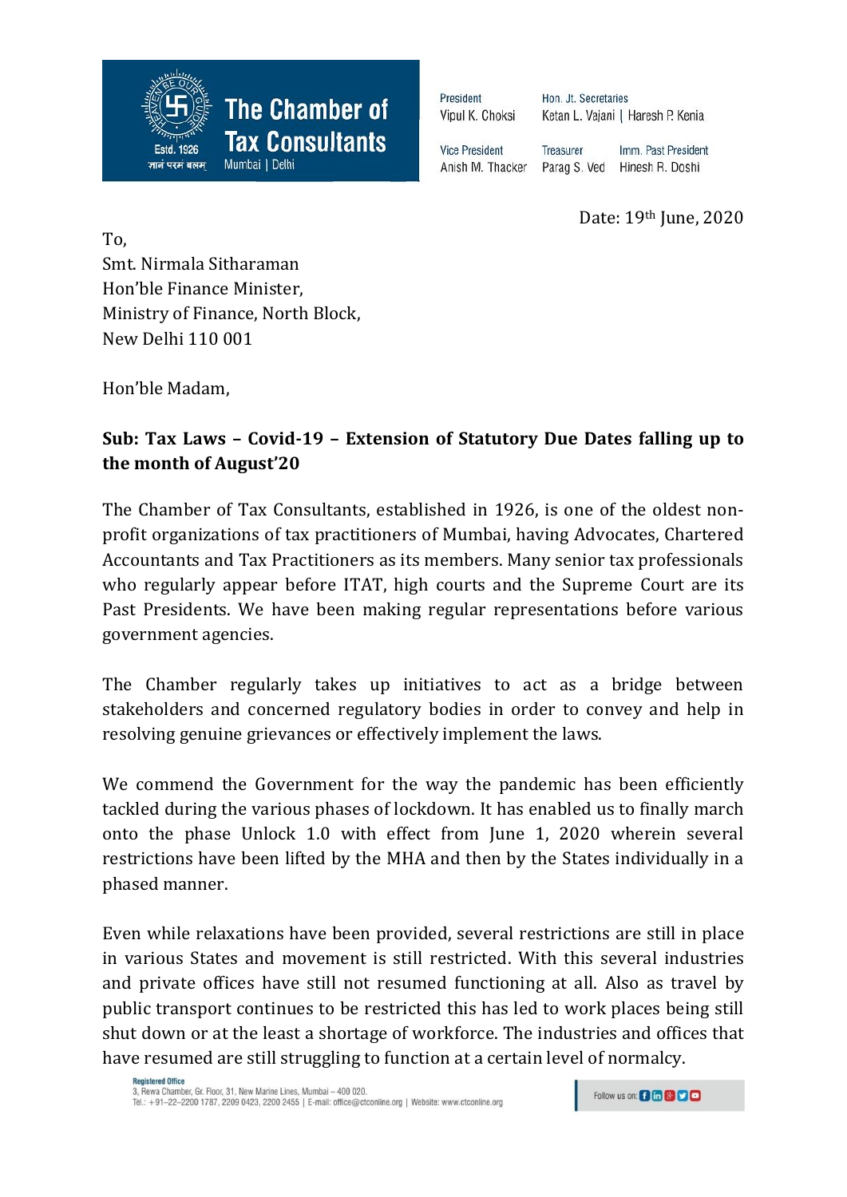**The Chamber of Tax Consultants**
Estd. 1926
ज्ञानं परमं बलम्
Mumbai | Delhi

President
Vipul K. Choksi

Hon. Jt. Secretaries
Ketan L. Vajani | Haresh P. Kenia

Vice President
Anish M. Thacker

Treasurer
Parag S. Ved

Imm. Past President
Hinesh R. Doshi

Date: 19th June, 2020

To,
Smt. Nirmala Sitharaman
Hon'ble Finance Minister,
Ministry of Finance, North Block,
New Delhi 110 001

Hon'ble Madam,

**Sub: Tax Laws – Covid-19 – Extension of Statutory Due Dates falling up to the month of August'20**

The Chamber of Tax Consultants, established in 1926, is one of the oldest non-profit organizations of tax practitioners of Mumbai, having Advocates, Chartered Accountants and Tax Practitioners as its members. Many senior tax professionals who regularly appear before ITAT, high courts and the Supreme Court are its Past Presidents. We have been making regular representations before various government agencies.

The Chamber regularly takes up initiatives to act as a bridge between stakeholders and concerned regulatory bodies in order to convey and help in resolving genuine grievances or effectively implement the laws.

We commend the Government for the way the pandemic has been efficiently tackled during the various phases of lockdown. It has enabled us to finally march onto the phase Unlock 1.0 with effect from June 1, 2020 wherein several restrictions have been lifted by the MHA and then by the States individually in a phased manner.

Even while relaxations have been provided, several restrictions are still in place in various States and movement is still restricted. With this several industries and private offices have still not resumed functioning at all. Also as travel by public transport continues to be restricted this has led to work places being still shut down or at the least a shortage of workforce. The industries and offices that have resumed are still struggling to function at a certain level of normalcy.

**Registered Office**
3, Rewa Chamber, Gr. Floor, 31, New Marine Lines, Mumbai – 400 020.
Tel.: +91–22–2200 1787, 2209 0423, 2200 2455 | E-mail: office@ctconline.org | Website: www.ctconline.org

Follow us on: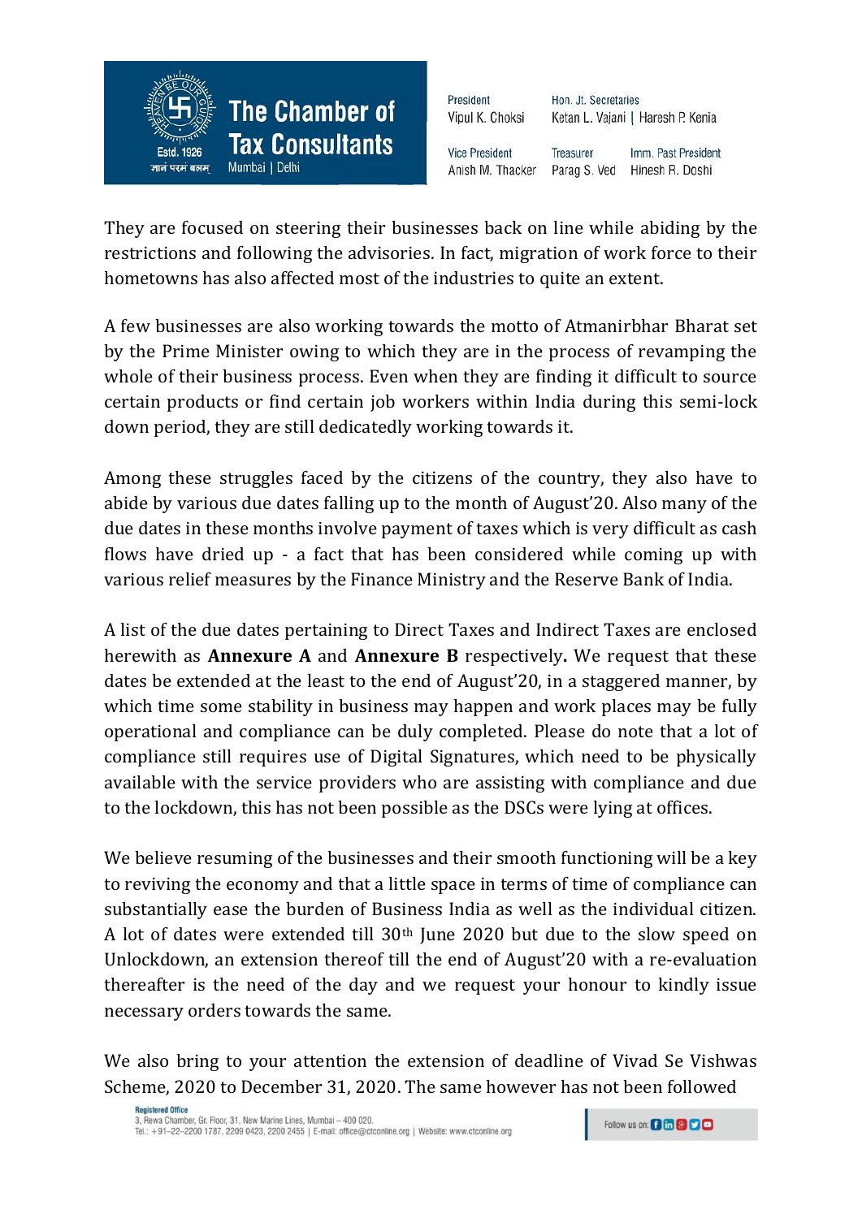They are focused on steering their businesses back on line while abiding by the restrictions and following the advisories. In fact, migration of work force to their hometowns has also affected most of the industries to quite an extent.

A few businesses are also working towards the motto of Atmanirbhar Bharat set by the Prime Minister owing to which they are in the process of revamping the whole of their business process. Even when they are finding it difficult to source certain products or find certain job workers within India during this semi-lock down period, they are still dedicatedly working towards it.

Among these struggles faced by the citizens of the country, they also have to abide by various due dates falling up to the month of August'20. Also many of the due dates in these months involve payment of taxes which is very difficult as cash flows have dried up - a fact that has been considered while coming up with various relief measures by the Finance Ministry and the Reserve Bank of India.

A list of the due dates pertaining to Direct Taxes and Indirect Taxes are enclosed herewith as **Annexure A** and **Annexure B** respectively**.** We request that these dates be extended at the least to the end of August'20, in a staggered manner, by which time some stability in business may happen and work places may be fully operational and compliance can be duly completed. Please do note that a lot of compliance still requires use of Digital Signatures, which need to be physically available with the service providers who are assisting with compliance and due to the lockdown, this has not been possible as the DSCs were lying at offices.

We believe resuming of the businesses and their smooth functioning will be a key to reviving the economy and that a little space in terms of time of compliance can substantially ease the burden of Business India as well as the individual citizen. A lot of dates were extended till 30th June 2020 but due to the slow speed on Unlockdown, an extension thereof till the end of August'20 with a re-evaluation thereafter is the need of the day and we request your honour to kindly issue necessary orders towards the same.

We also bring to your attention the extension of deadline of Vivad Se Vishwas Scheme, 2020 to December 31, 2020. The same however has not been followed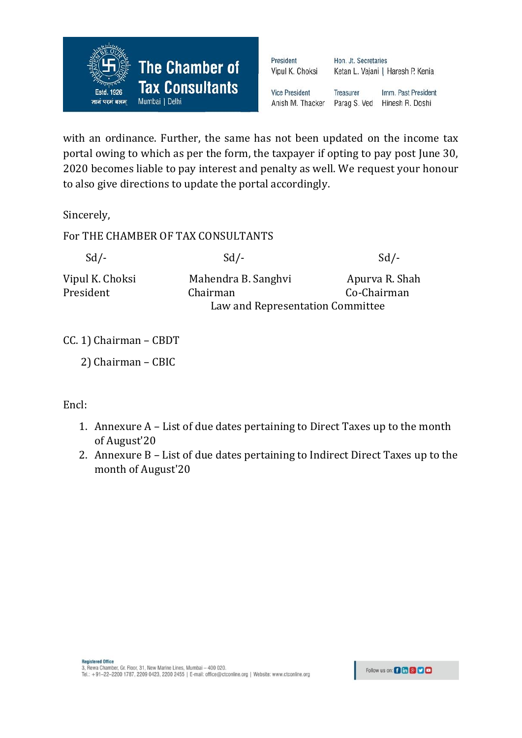with an ordinance. Further, the same has not been updated on the income tax portal owing to which as per the form, the taxpayer if opting to pay post June 30, 2020 becomes liable to pay interest and penalty as well. We request your honour to also give directions to update the portal accordingly.

Sincerely,

For THE CHAMBER OF TAX CONSULTANTS

| Sd/- | Sd/- | Sd/- |
|---|---|---|
| Vipul K. Choksi<br>President | Mahendra B. Sanghvi<br>Chairman | Apurva R. Shah<br>Co-Chairman |
| | Law and Representation Committee | |

CC. 1) Chairman – CBDT

2) Chairman – CBIC

Encl:

1. Annexure A – List of due dates pertaining to Direct Taxes up to the month of August'20
2. Annexure B – List of due dates pertaining to Indirect Direct Taxes up to the month of August'20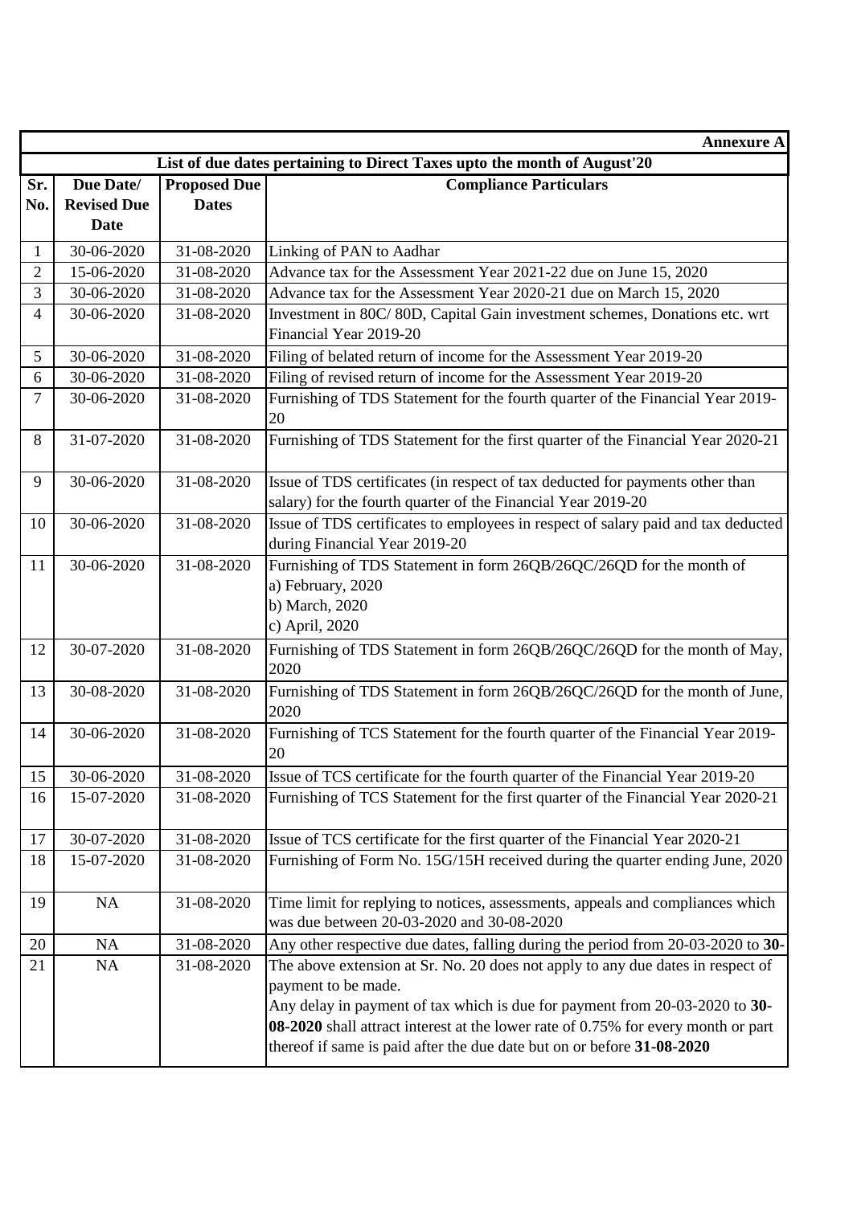**Annexure A**

**List of due dates pertaining to Direct Taxes upto the month of August'20**

| Sr. No. | Due Date/ Revised Due Date | Proposed Due Dates | Compliance Particulars |
|---|---|---|---|
| 1 | 30-06-2020 | 31-08-2020 | Linking of PAN to Aadhar |
| 2 | 15-06-2020 | 31-08-2020 | Advance tax for the Assessment Year 2021-22 due on June 15, 2020 |
| 3 | 30-06-2020 | 31-08-2020 | Advance tax for the Assessment Year 2020-21 due on March 15, 2020 |
| 4 | 30-06-2020 | 31-08-2020 | Investment in 80C/ 80D, Capital Gain investment schemes, Donations etc. wrt Financial Year 2019-20 |
| 5 | 30-06-2020 | 31-08-2020 | Filing of belated return of income for the Assessment Year 2019-20 |
| 6 | 30-06-2020 | 31-08-2020 | Filing of revised return of income for the Assessment Year 2019-20 |
| 7 | 30-06-2020 | 31-08-2020 | Furnishing of TDS Statement for the fourth quarter of the Financial Year 2019-20 |
| 8 | 31-07-2020 | 31-08-2020 | Furnishing of TDS Statement for the first quarter of the Financial Year 2020-21 |
| 9 | 30-06-2020 | 31-08-2020 | Issue of TDS certificates (in respect of tax deducted for payments other than salary) for the fourth quarter of the Financial Year 2019-20 |
| 10 | 30-06-2020 | 31-08-2020 | Issue of TDS certificates to employees in respect of salary paid and tax deducted during Financial Year 2019-20 |
| 11 | 30-06-2020 | 31-08-2020 | Furnishing of TDS Statement in form 26QB/26QC/26QD for the month of<br>a) February, 2020<br>b) March, 2020<br>c) April, 2020 |
| 12 | 30-07-2020 | 31-08-2020 | Furnishing of TDS Statement in form 26QB/26QC/26QD for the month of May, 2020 |
| 13 | 30-08-2020 | 31-08-2020 | Furnishing of TDS Statement in form 26QB/26QC/26QD for the month of June, 2020 |
| 14 | 30-06-2020 | 31-08-2020 | Furnishing of TCS Statement for the fourth quarter of the Financial Year 2019-20 |
| 15 | 30-06-2020 | 31-08-2020 | Issue of TCS certificate for the fourth quarter of the Financial Year 2019-20 |
| 16 | 15-07-2020 | 31-08-2020 | Furnishing of TCS Statement for the first quarter of the Financial Year 2020-21 |
| 17 | 30-07-2020 | 31-08-2020 | Issue of TCS certificate for the first quarter of the Financial Year 2020-21 |
| 18 | 15-07-2020 | 31-08-2020 | Furnishing of Form No. 15G/15H received during the quarter ending June, 2020 |
| 19 | NA | 31-08-2020 | Time limit for replying to notices, assessments, appeals and compliances which was due between 20-03-2020 and 30-08-2020 |
| 20 | NA | 31-08-2020 | Any other respective due dates, falling during the period from 20-03-2020 to **30-** |
| 21 | NA | 31-08-2020 | The above extension at Sr. No. 20 does not apply to any due dates in respect of payment to be made.<br>Any delay in payment of tax which is due for payment from 20-03-2020 to **30-08-2020** shall attract interest at the lower rate of 0.75% for every month or part thereof if same is paid after the due date but on or before **31-08-2020** |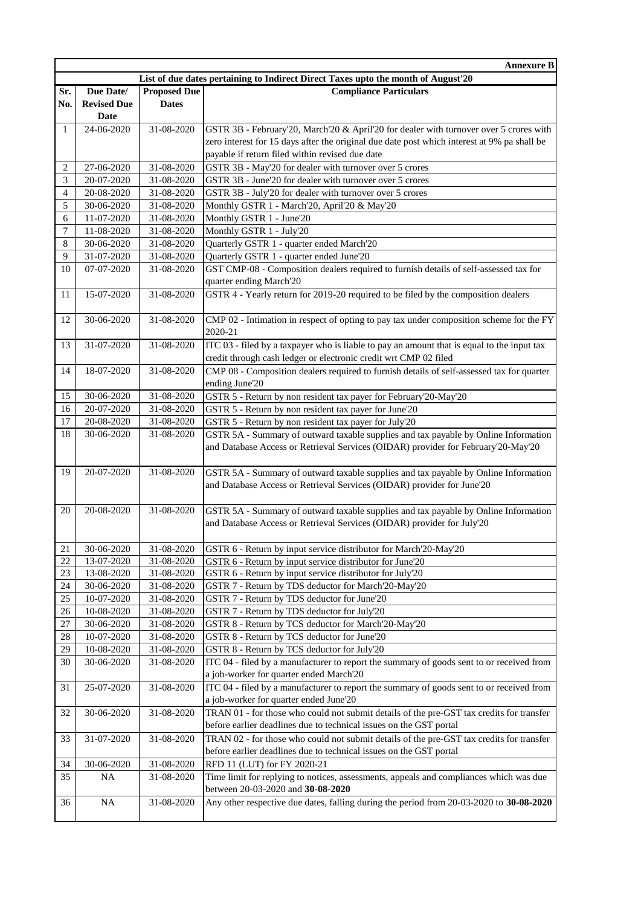**Annexure B**

**List of due dates pertaining to Indirect Direct Taxes upto the month of August'20**

| Sr. No. | Due Date/ Revised Due Date | Proposed Due Dates | Compliance Particulars |
|---|---|---|---|
| 1 | 24-06-2020 | 31-08-2020 | GSTR 3B - February'20, March'20 & April'20 for dealer with turnover over 5 crores with zero interest for 15 days after the original due date post which interest at 9% pa shall be payable if return filed within revised due date |
| 2 | 27-06-2020 | 31-08-2020 | GSTR 3B - May'20 for dealer with turnover over 5 crores |
| 3 | 20-07-2020 | 31-08-2020 | GSTR 3B - June'20 for dealer with turnover over 5 crores |
| 4 | 20-08-2020 | 31-08-2020 | GSTR 3B - July'20 for dealer with turnover over 5 crores |
| 5 | 30-06-2020 | 31-08-2020 | Monthly GSTR 1 - March'20, April'20 & May'20 |
| 6 | 11-07-2020 | 31-08-2020 | Monthly GSTR 1 - June'20 |
| 7 | 11-08-2020 | 31-08-2020 | Monthly GSTR 1 - July'20 |
| 8 | 30-06-2020 | 31-08-2020 | Quarterly GSTR 1 - quarter ended March'20 |
| 9 | 31-07-2020 | 31-08-2020 | Quarterly GSTR 1 - quarter ended June'20 |
| 10 | 07-07-2020 | 31-08-2020 | GST CMP-08 - Composition dealers required to furnish details of self-assessed tax for quarter ending March'20 |
| 11 | 15-07-2020 | 31-08-2020 | GSTR 4 - Yearly return for 2019-20 required to be filed by the composition dealers |
| 12 | 30-06-2020 | 31-08-2020 | CMP 02 - Intimation in respect of opting to pay tax under composition scheme for the FY 2020-21 |
| 13 | 31-07-2020 | 31-08-2020 | ITC 03 - filed by a taxpayer who is liable to pay an amount that is equal to the input tax credit through cash ledger or electronic credit wrt CMP 02 filed |
| 14 | 18-07-2020 | 31-08-2020 | CMP 08 - Composition dealers required to furnish details of self-assessed tax for quarter ending June'20 |
| 15 | 30-06-2020 | 31-08-2020 | GSTR 5 - Return by non resident tax payer for February'20-May'20 |
| 16 | 20-07-2020 | 31-08-2020 | GSTR 5 - Return by non resident tax payer for June'20 |
| 17 | 20-08-2020 | 31-08-2020 | GSTR 5 - Return by non resident tax payer for July'20 |
| 18 | 30-06-2020 | 31-08-2020 | GSTR 5A - Summary of outward taxable supplies and tax payable by Online Information and Database Access or Retrieval Services (OIDAR) provider for February'20-May'20 |
| 19 | 20-07-2020 | 31-08-2020 | GSTR 5A - Summary of outward taxable supplies and tax payable by Online Information and Database Access or Retrieval Services (OIDAR) provider for June'20 |
| 20 | 20-08-2020 | 31-08-2020 | GSTR 5A - Summary of outward taxable supplies and tax payable by Online Information and Database Access or Retrieval Services (OIDAR) provider for July'20 |
| 21 | 30-06-2020 | 31-08-2020 | GSTR 6 - Return by input service distributor for March'20-May'20 |
| 22 | 13-07-2020 | 31-08-2020 | GSTR 6 - Return by input service distributor for June'20 |
| 23 | 13-08-2020 | 31-08-2020 | GSTR 6 - Return by input service distributor for July'20 |
| 24 | 30-06-2020 | 31-08-2020 | GSTR 7 - Return by TDS deductor for March'20-May'20 |
| 25 | 10-07-2020 | 31-08-2020 | GSTR 7 - Return by TDS deductor for June'20 |
| 26 | 10-08-2020 | 31-08-2020 | GSTR 7 - Return by TDS deductor for July'20 |
| 27 | 30-06-2020 | 31-08-2020 | GSTR 8 - Return by TCS deductor for March'20-May'20 |
| 28 | 10-07-2020 | 31-08-2020 | GSTR 8 - Return by TCS deductor for June'20 |
| 29 | 10-08-2020 | 31-08-2020 | GSTR 8 - Return by TCS deductor for July'20 |
| 30 | 30-06-2020 | 31-08-2020 | ITC 04 - filed by a manufacturer to report the summary of goods sent to or received from a job-worker for quarter ended March'20 |
| 31 | 25-07-2020 | 31-08-2020 | ITC 04 - filed by a manufacturer to report the summary of goods sent to or received from a job-worker for quarter ended June'20 |
| 32 | 30-06-2020 | 31-08-2020 | TRAN 01 - for those who could not submit details of the pre-GST tax credits for transfer before earlier deadlines due to technical issues on the GST portal |
| 33 | 31-07-2020 | 31-08-2020 | TRAN 02 - for those who could not submit details of the pre-GST tax credits for transfer before earlier deadlines due to technical issues on the GST portal |
| 34 | 30-06-2020 | 31-08-2020 | RFD 11 (LUT) for FY 2020-21 |
| 35 | NA | 31-08-2020 | Time limit for replying to notices, assessments, appeals and compliances which was due between 20-03-2020 and **30-08-2020** |
| 36 | NA | 31-08-2020 | Any other respective due dates, falling during the period from 20-03-2020 to **30-08-2020** |